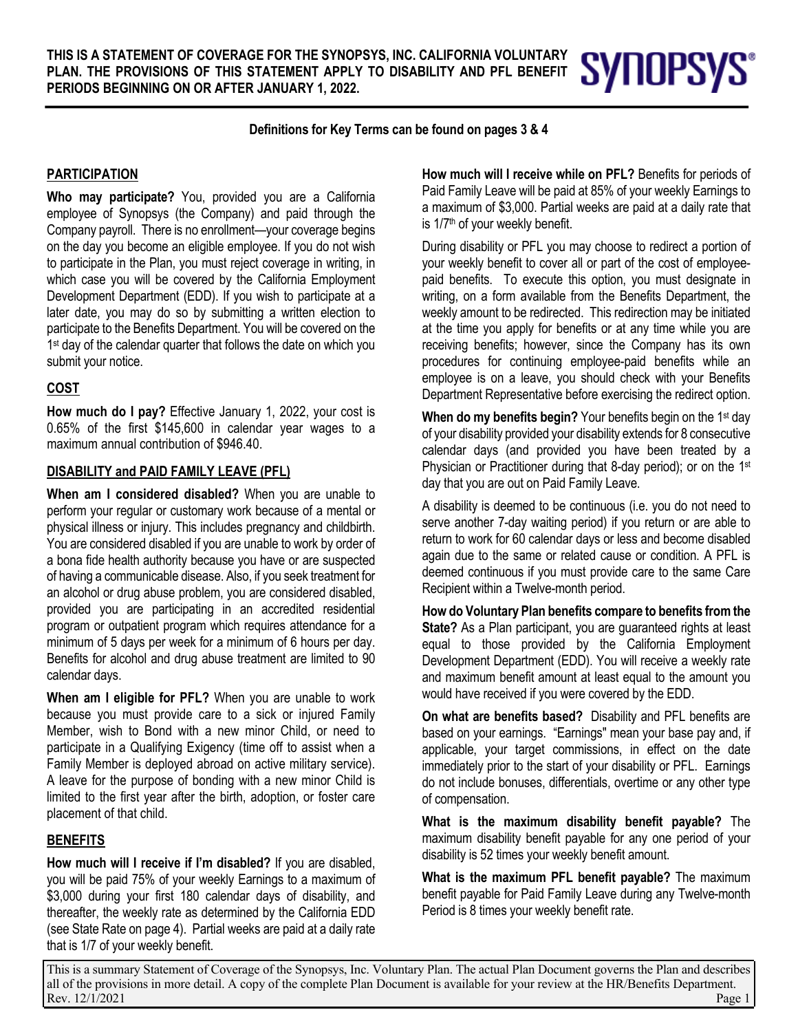**THIS IS A STATEMENT OF COVERAGE FOR THE SYNOPSYS, INC. CALIFORNIA VOLUNTARY PLAN. THE PROVISIONS OF THIS STATEMENT APPLY TO DISABILITY AND PFL BENEFIT PERIODS BEGINNING ON OR AFTER JANUARY 1, 2022.**

**Definitions for Key Terms can be found on pages 3 & 4**

## PARTICIPATION

**Who may participate?** You, provided you are a California employee of Synopsys (the Company) and paid through the Company payroll. There is no enrollment—your coverage begins on the day you become an eligible employee. If you do not wish to participate in the Plan, you must reject coverage in writing, in which case you will be covered by the California Employment Development Department (EDD). If you wish to participate at a later date, you may do so by submitting a written election to participate to the Benefits Department. You will be covered on the 1st day of the calendar quarter that follows the date on which you submit your notice.

## COST

**How much do I pay?** Effective January 1, 2022, your cost is 0.65% of the first $145,600 in calendar year wages to a maximum annual contribution of $946.40.

## DISABILITY and PAID FAMILY LEAVE (PFL)

**When am I considered disabled?** When you are unable to perform your regular or customary work because of a mental or physical illness or injury. This includes pregnancy and childbirth. You are considered disabled if you are unable to work by order of a bona fide health authority because you have or are suspected of having a communicable disease. Also, if you seek treatment for an alcohol or drug abuse problem, you are considered disabled, provided you are participating in an accredited residential program or outpatient program which requires attendance for a minimum of 5 days per week for a minimum of 6 hours per day. Benefits for alcohol and drug abuse treatment are limited to 90 calendar days.

**When am I eligible for PFL?** When you are unable to work because you must provide care to a sick or injured Family Member, wish to Bond with a new minor Child, or need to participate in a Qualifying Exigency (time off to assist when a Family Member is deployed abroad on active military service). A leave for the purpose of bonding with a new minor Child is limited to the first year after the birth, adoption, or foster care placement of that child.

## BENEFITS

**How much will I receive if I'm disabled?** If you are disabled, you will be paid 75% of your weekly Earnings to a maximum of $3,000 during your first 180 calendar days of disability, and thereafter, the weekly rate as determined by the California EDD (see State Rate on page 4). Partial weeks are paid at a daily rate that is 1/7 of your weekly benefit.

**How much will I receive while on PFL?** Benefits for periods of Paid Family Leave will be paid at 85% of your weekly Earnings to a maximum of $3,000. Partial weeks are paid at a daily rate that is 1/7th of your weekly benefit.

During disability or PFL you may choose to redirect a portion of your weekly benefit to cover all or part of the cost of employee-paid benefits. To execute this option, you must designate in writing, on a form available from the Benefits Department, the weekly amount to be redirected. This redirection may be initiated at the time you apply for benefits or at any time while you are receiving benefits; however, since the Company has its own procedures for continuing employee-paid benefits while an employee is on a leave, you should check with your Benefits Department Representative before exercising the redirect option.

**When do my benefits begin?** Your benefits begin on the 1st day of your disability provided your disability extends for 8 consecutive calendar days (and provided you have been treated by a Physician or Practitioner during that 8-day period); or on the 1st day that you are out on Paid Family Leave.

A disability is deemed to be continuous (i.e. you do not need to serve another 7-day waiting period) if you return or are able to return to work for 60 calendar days or less and become disabled again due to the same or related cause or condition. A PFL is deemed continuous if you must provide care to the same Care Recipient within a Twelve-month period.

**How do Voluntary Plan benefits compare to benefits from the State?** As a Plan participant, you are guaranteed rights at least equal to those provided by the California Employment Development Department (EDD). You will receive a weekly rate and maximum benefit amount at least equal to the amount you would have received if you were covered by the EDD.

**On what are benefits based?** Disability and PFL benefits are based on your earnings. "Earnings" mean your base pay and, if applicable, your target commissions, in effect on the date immediately prior to the start of your disability or PFL. Earnings do not include bonuses, differentials, overtime or any other type of compensation.

**What is the maximum disability benefit payable?** The maximum disability benefit payable for any one period of your disability is 52 times your weekly benefit amount.

**What is the maximum PFL benefit payable?** The maximum benefit payable for Paid Family Leave during any Twelve-month Period is 8 times your weekly benefit rate.

This is a summary Statement of Coverage of the Synopsys, Inc. Voluntary Plan. The actual Plan Document governs the Plan and describes all of the provisions in more detail. A copy of the complete Plan Document is available for your review at the HR/Benefits Department.
Rev. 12/1/2021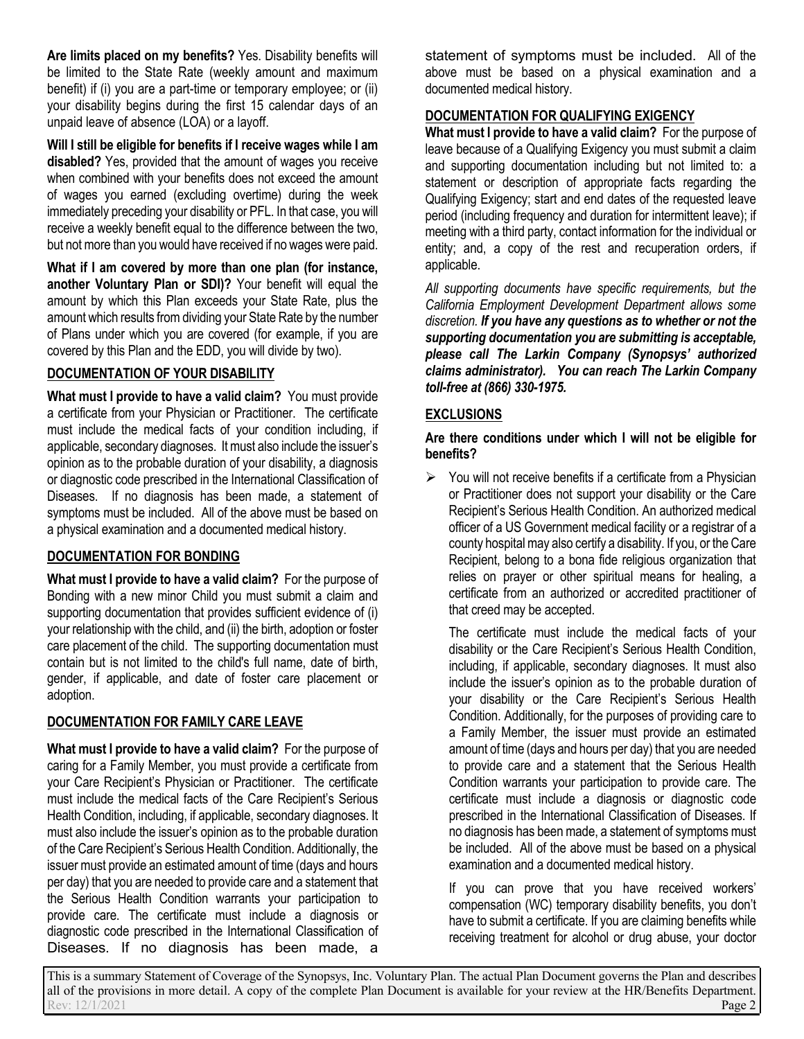**Are limits placed on my benefits?** Yes. Disability benefits will be limited to the State Rate (weekly amount and maximum benefit) if (i) you are a part-time or temporary employee; or (ii) your disability begins during the first 15 calendar days of an unpaid leave of absence (LOA) or a layoff.

**Will I still be eligible for benefits if I receive wages while I am disabled?** Yes, provided that the amount of wages you receive when combined with your benefits does not exceed the amount of wages you earned (excluding overtime) during the week immediately preceding your disability or PFL. In that case, you will receive a weekly benefit equal to the difference between the two, but not more than you would have received if no wages were paid.

**What if I am covered by more than one plan (for instance, another Voluntary Plan or SDI)?** Your benefit will equal the amount by which this Plan exceeds your State Rate, plus the amount which results from dividing your State Rate by the number of Plans under which you are covered (for example, if you are covered by this Plan and the EDD, you will divide by two).

## DOCUMENTATION OF YOUR DISABILITY

**What must I provide to have a valid claim?** You must provide a certificate from your Physician or Practitioner. The certificate must include the medical facts of your condition including, if applicable, secondary diagnoses. It must also include the issuer's opinion as to the probable duration of your disability, a diagnosis or diagnostic code prescribed in the International Classification of Diseases. If no diagnosis has been made, a statement of symptoms must be included. All of the above must be based on a physical examination and a documented medical history.

## DOCUMENTATION FOR BONDING

**What must I provide to have a valid claim?** For the purpose of Bonding with a new minor Child you must submit a claim and supporting documentation that provides sufficient evidence of (i) your relationship with the child, and (ii) the birth, adoption or foster care placement of the child. The supporting documentation must contain but is not limited to the child's full name, date of birth, gender, if applicable, and date of foster care placement or adoption.

## DOCUMENTATION FOR FAMILY CARE LEAVE

**What must I provide to have a valid claim?** For the purpose of caring for a Family Member, you must provide a certificate from your Care Recipient's Physician or Practitioner. The certificate must include the medical facts of the Care Recipient's Serious Health Condition, including, if applicable, secondary diagnoses. It must also include the issuer's opinion as to the probable duration of the Care Recipient's Serious Health Condition. Additionally, the issuer must provide an estimated amount of time (days and hours per day) that you are needed to provide care and a statement that the Serious Health Condition warrants your participation to provide care. The certificate must include a diagnosis or diagnostic code prescribed in the International Classification of Diseases. If no diagnosis has been made, a statement of symptoms must be included. All of the above must be based on a physical examination and a documented medical history.

## DOCUMENTATION FOR QUALIFYING EXIGENCY

**What must I provide to have a valid claim?** For the purpose of leave because of a Qualifying Exigency you must submit a claim and supporting documentation including but not limited to: a statement or description of appropriate facts regarding the Qualifying Exigency; start and end dates of the requested leave period (including frequency and duration for intermittent leave); if meeting with a third party, contact information for the individual or entity; and, a copy of the rest and recuperation orders, if applicable.

*All supporting documents have specific requirements, but the California Employment Development Department allows some discretion.* ***If you have any questions as to whether or not the supporting documentation you are submitting is acceptable, please call The Larkin Company (Synopsys' authorized claims administrator). You can reach The Larkin Company toll-free at (866) 330-1975.***

## EXCLUSIONS

**Are there conditions under which I will not be eligible for benefits?**

- You will not receive benefits if a certificate from a Physician or Practitioner does not support your disability or the Care Recipient's Serious Health Condition. An authorized medical officer of a US Government medical facility or a registrar of a county hospital may also certify a disability. If you, or the Care Recipient, belong to a bona fide religious organization that relies on prayer or other spiritual means for healing, a certificate from an authorized or accredited practitioner of that creed may be accepted.

  The certificate must include the medical facts of your disability or the Care Recipient's Serious Health Condition, including, if applicable, secondary diagnoses. It must also include the issuer's opinion as to the probable duration of your disability or the Care Recipient's Serious Health Condition. Additionally, for the purposes of providing care to a Family Member, the issuer must provide an estimated amount of time (days and hours per day) that you are needed to provide care and a statement that the Serious Health Condition warrants your participation to provide care. The certificate must include a diagnosis or diagnostic code prescribed in the International Classification of Diseases. If no diagnosis has been made, a statement of symptoms must be included. All of the above must be based on a physical examination and a documented medical history.

  If you can prove that you have received workers' compensation (WC) temporary disability benefits, you don't have to submit a certificate. If you are claiming benefits while receiving treatment for alcohol or drug abuse, your doctor

This is a summary Statement of Coverage of the Synopsys, Inc. Voluntary Plan. The actual Plan Document governs the Plan and describes all of the provisions in more detail. A copy of the complete Plan Document is available for your review at the HR/Benefits Department.
Rev: 12/1/2021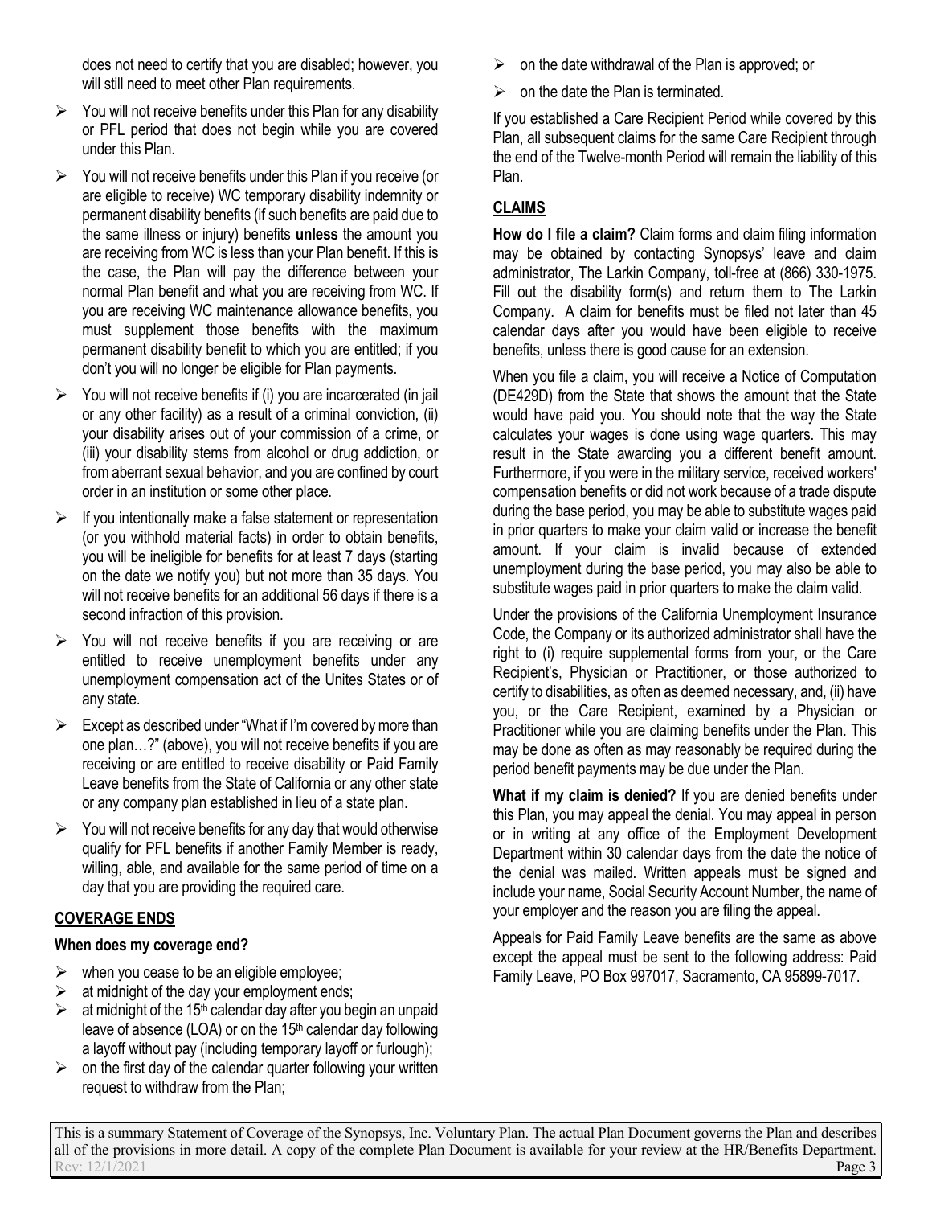does not need to certify that you are disabled; however, you will still need to meet other Plan requirements.

- You will not receive benefits under this Plan for any disability or PFL period that does not begin while you are covered under this Plan.
- You will not receive benefits under this Plan if you receive (or are eligible to receive) WC temporary disability indemnity or permanent disability benefits (if such benefits are paid due to the same illness or injury) benefits **unless** the amount you are receiving from WC is less than your Plan benefit. If this is the case, the Plan will pay the difference between your normal Plan benefit and what you are receiving from WC. If you are receiving WC maintenance allowance benefits, you must supplement those benefits with the maximum permanent disability benefit to which you are entitled; if you don't you will no longer be eligible for Plan payments.
- You will not receive benefits if (i) you are incarcerated (in jail or any other facility) as a result of a criminal conviction, (ii) your disability arises out of your commission of a crime, or (iii) your disability stems from alcohol or drug addiction, or from aberrant sexual behavior, and you are confined by court order in an institution or some other place.
- If you intentionally make a false statement or representation (or you withhold material facts) in order to obtain benefits, you will be ineligible for benefits for at least 7 days (starting on the date we notify you) but not more than 35 days. You will not receive benefits for an additional 56 days if there is a second infraction of this provision.
- You will not receive benefits if you are receiving or are entitled to receive unemployment benefits under any unemployment compensation act of the Unites States or of any state.
- Except as described under "What if I'm covered by more than one plan…?" (above), you will not receive benefits if you are receiving or are entitled to receive disability or Paid Family Leave benefits from the State of California or any other state or any company plan established in lieu of a state plan.
- You will not receive benefits for any day that would otherwise qualify for PFL benefits if another Family Member is ready, willing, able, and available for the same period of time on a day that you are providing the required care.

## COVERAGE ENDS

**When does my coverage end?**

- when you cease to be an eligible employee;
- at midnight of the day your employment ends;
- at midnight of the 15th calendar day after you begin an unpaid leave of absence (LOA) or on the 15th calendar day following a layoff without pay (including temporary layoff or furlough);
- on the first day of the calendar quarter following your written request to withdraw from the Plan;
- on the date withdrawal of the Plan is approved; or
- on the date the Plan is terminated.

If you established a Care Recipient Period while covered by this Plan, all subsequent claims for the same Care Recipient through the end of the Twelve-month Period will remain the liability of this Plan.

## CLAIMS

**How do I file a claim?** Claim forms and claim filing information may be obtained by contacting Synopsys' leave and claim administrator, The Larkin Company, toll-free at (866) 330-1975. Fill out the disability form(s) and return them to The Larkin Company. A claim for benefits must be filed not later than 45 calendar days after you would have been eligible to receive benefits, unless there is good cause for an extension.

When you file a claim, you will receive a Notice of Computation (DE429D) from the State that shows the amount that the State would have paid you. You should note that the way the State calculates your wages is done using wage quarters. This may result in the State awarding you a different benefit amount. Furthermore, if you were in the military service, received workers' compensation benefits or did not work because of a trade dispute during the base period, you may be able to substitute wages paid in prior quarters to make your claim valid or increase the benefit amount. If your claim is invalid because of extended unemployment during the base period, you may also be able to substitute wages paid in prior quarters to make the claim valid.

Under the provisions of the California Unemployment Insurance Code, the Company or its authorized administrator shall have the right to (i) require supplemental forms from your, or the Care Recipient's, Physician or Practitioner, or those authorized to certify to disabilities, as often as deemed necessary, and, (ii) have you, or the Care Recipient, examined by a Physician or Practitioner while you are claiming benefits under the Plan. This may be done as often as may reasonably be required during the period benefit payments may be due under the Plan.

**What if my claim is denied?** If you are denied benefits under this Plan, you may appeal the denial. You may appeal in person or in writing at any office of the Employment Development Department within 30 calendar days from the date the notice of the denial was mailed. Written appeals must be signed and include your name, Social Security Account Number, the name of your employer and the reason you are filing the appeal.

Appeals for Paid Family Leave benefits are the same as above except the appeal must be sent to the following address: Paid Family Leave, PO Box 997017, Sacramento, CA 95899-7017.

This is a summary Statement of Coverage of the Synopsys, Inc. Voluntary Plan. The actual Plan Document governs the Plan and describes all of the provisions in more detail. A copy of the complete Plan Document is available for your review at the HR/Benefits Department.
Rev: 12/1/2021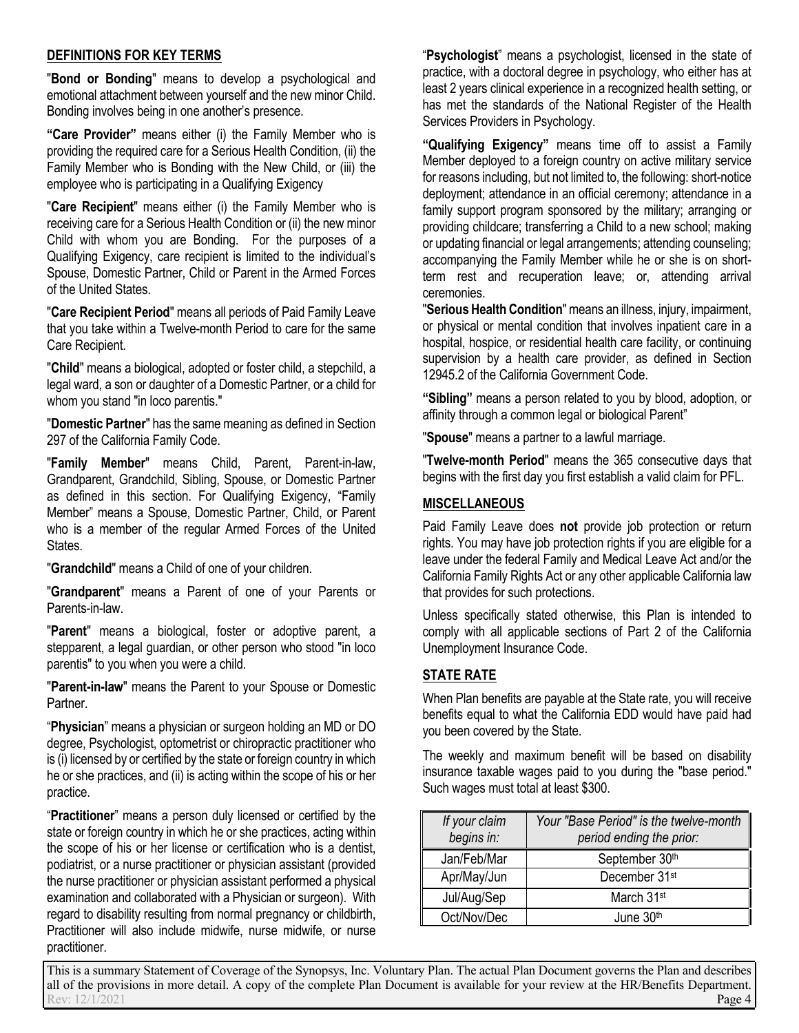## DEFINITIONS FOR KEY TERMS

"**Bond or Bonding**" means to develop a psychological and emotional attachment between yourself and the new minor Child. Bonding involves being in one another's presence.

**"Care Provider"** means either (i) the Family Member who is providing the required care for a Serious Health Condition, (ii) the Family Member who is Bonding with the New Child, or (iii) the employee who is participating in a Qualifying Exigency

"**Care Recipient**" means either (i) the Family Member who is receiving care for a Serious Health Condition or (ii) the new minor Child with whom you are Bonding. For the purposes of a Qualifying Exigency, care recipient is limited to the individual's Spouse, Domestic Partner, Child or Parent in the Armed Forces of the United States.

"**Care Recipient Period**" means all periods of Paid Family Leave that you take within a Twelve-month Period to care for the same Care Recipient.

"**Child**" means a biological, adopted or foster child, a stepchild, a legal ward, a son or daughter of a Domestic Partner, or a child for whom you stand "in loco parentis."

"**Domestic Partner**" has the same meaning as defined in Section 297 of the California Family Code.

"**Family Member**" means Child, Parent, Parent-in-law, Grandparent, Grandchild, Sibling, Spouse, or Domestic Partner as defined in this section. For Qualifying Exigency, "Family Member" means a Spouse, Domestic Partner, Child, or Parent who is a member of the regular Armed Forces of the United States.

"**Grandchild**" means a Child of one of your children.

"**Grandparent**" means a Parent of one of your Parents or Parents-in-law.

"**Parent**" means a biological, foster or adoptive parent, a stepparent, a legal guardian, or other person who stood "in loco parentis" to you when you were a child.

"**Parent-in-law**" means the Parent to your Spouse or Domestic Partner.

"**Physician**" means a physician or surgeon holding an MD or DO degree, Psychologist, optometrist or chiropractic practitioner who is (i) licensed by or certified by the state or foreign country in which he or she practices, and (ii) is acting within the scope of his or her practice.

"**Practitioner**" means a person duly licensed or certified by the state or foreign country in which he or she practices, acting within the scope of his or her license or certification who is a dentist, podiatrist, or a nurse practitioner or physician assistant (provided the nurse practitioner or physician assistant performed a physical examination and collaborated with a Physician or surgeon). With regard to disability resulting from normal pregnancy or childbirth, Practitioner will also include midwife, nurse midwife, or nurse practitioner.

"**Psychologist**" means a psychologist, licensed in the state of practice, with a doctoral degree in psychology, who either has at least 2 years clinical experience in a recognized health setting, or has met the standards of the National Register of the Health Services Providers in Psychology.

**"Qualifying Exigency"** means time off to assist a Family Member deployed to a foreign country on active military service for reasons including, but not limited to, the following: short-notice deployment; attendance in an official ceremony; attendance in a family support program sponsored by the military; arranging or providing childcare; transferring a Child to a new school; making or updating financial or legal arrangements; attending counseling; accompanying the Family Member while he or she is on short-term rest and recuperation leave; or, attending arrival ceremonies.

"**Serious Health Condition**" means an illness, injury, impairment, or physical or mental condition that involves inpatient care in a hospital, hospice, or residential health care facility, or continuing supervision by a health care provider, as defined in Section 12945.2 of the California Government Code.

**"Sibling"** means a person related to you by blood, adoption, or affinity through a common legal or biological Parent"

"**Spouse**" means a partner to a lawful marriage.

"**Twelve-month Period**" means the 365 consecutive days that begins with the first day you first establish a valid claim for PFL.

## MISCELLANEOUS

Paid Family Leave does **not** provide job protection or return rights. You may have job protection rights if you are eligible for a leave under the federal Family and Medical Leave Act and/or the California Family Rights Act or any other applicable California law that provides for such protections.

Unless specifically stated otherwise, this Plan is intended to comply with all applicable sections of Part 2 of the California Unemployment Insurance Code.

## STATE RATE

When Plan benefits are payable at the State rate, you will receive benefits equal to what the California EDD would have paid had you been covered by the State.

The weekly and maximum benefit will be based on disability insurance taxable wages paid to you during the "base period." Such wages must total at least $300.

| *If your claim begins in:* | *Your "Base Period" is the twelve-month period ending the prior:* |
|---|---|
| Jan/Feb/Mar | September 30th |
| Apr/May/Jun | December 31st |
| Jul/Aug/Sep | March 31st |
| Oct/Nov/Dec | June 30th |

This is a summary Statement of Coverage of the Synopsys, Inc. Voluntary Plan. The actual Plan Document governs the Plan and describes all of the provisions in more detail. A copy of the complete Plan Document is available for your review at the HR/Benefits Department.
Rev: 12/1/2021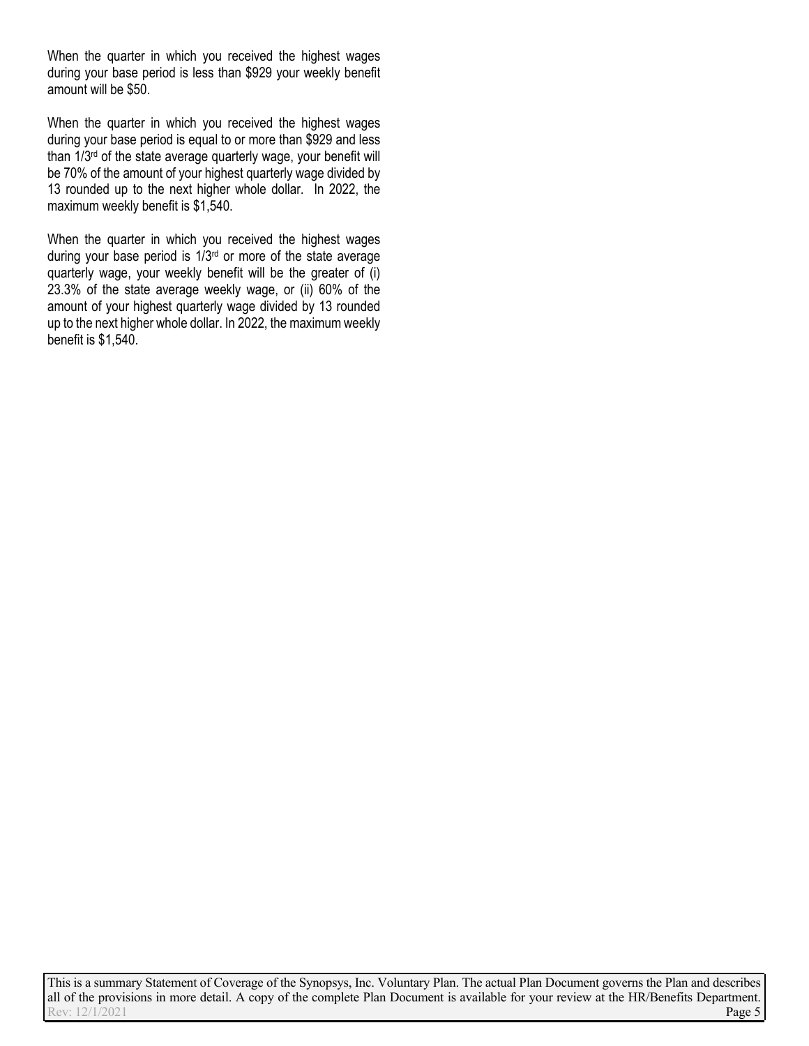When the quarter in which you received the highest wages during your base period is less than $929 your weekly benefit amount will be $50.

When the quarter in which you received the highest wages during your base period is equal to or more than $929 and less than 1/3rd of the state average quarterly wage, your benefit will be 70% of the amount of your highest quarterly wage divided by 13 rounded up to the next higher whole dollar. In 2022, the maximum weekly benefit is $1,540.

When the quarter in which you received the highest wages during your base period is 1/3rd or more of the state average quarterly wage, your weekly benefit will be the greater of (i) 23.3% of the state average weekly wage, or (ii) 60% of the amount of your highest quarterly wage divided by 13 rounded up to the next higher whole dollar. In 2022, the maximum weekly benefit is $1,540.

This is a summary Statement of Coverage of the Synopsys, Inc. Voluntary Plan. The actual Plan Document governs the Plan and describes all of the provisions in more detail. A copy of the complete Plan Document is available for your review at the HR/Benefits Department.
Rev: 12/1/2021